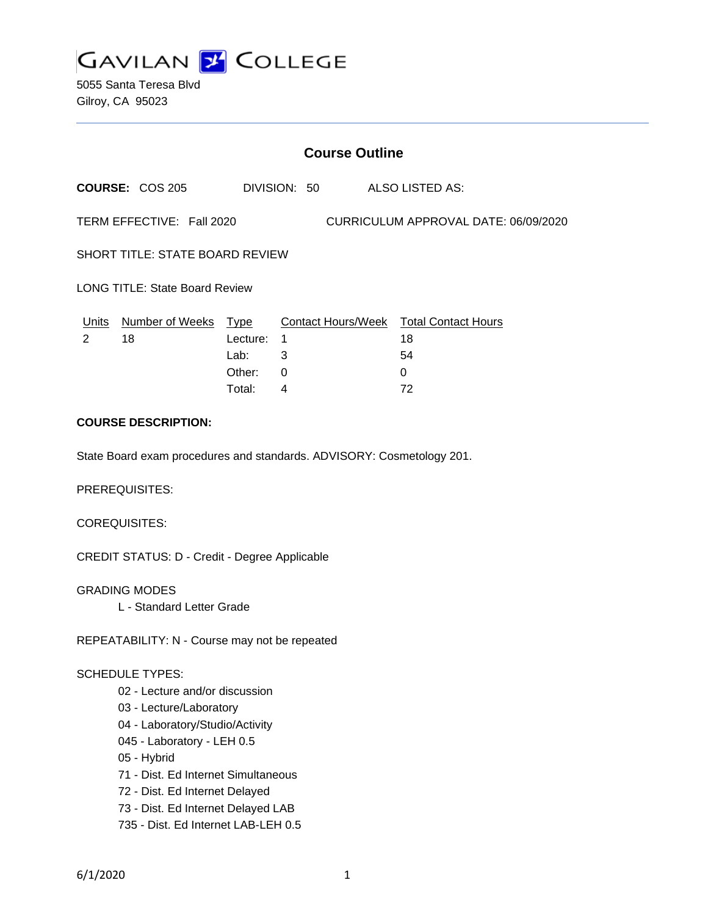# GAVILAN COLLEGE

5055 Santa Teresa Blvd
Gilroy, CA 95023

## Course Outline

**COURSE:** COS 205 DIVISION: 50 ALSO LISTED AS:

TERM EFFECTIVE: Fall 2020 CURRICULUM APPROVAL DATE: 06/09/2020

SHORT TITLE: STATE BOARD REVIEW

LONG TITLE: State Board Review

| Units | Number of Weeks | Type | Contact Hours/Week | Total Contact Hours |
|---|---|---|---|---|
| 2 | 18 | Lecture: | 1 | 18 |
| | | Lab: | 3 | 54 |
| | | Other: | 0 | 0 |
| | | Total: | 4 | 72 |

**COURSE DESCRIPTION:**

State Board exam procedures and standards. ADVISORY: Cosmetology 201.

PREREQUISITES:

COREQUISITES:

CREDIT STATUS: D - Credit - Degree Applicable

GRADING MODES

- L - Standard Letter Grade

REPEATABILITY: N - Course may not be repeated

SCHEDULE TYPES:

- 02 - Lecture and/or discussion
- 03 - Lecture/Laboratory
- 04 - Laboratory/Studio/Activity
- 045 - Laboratory - LEH 0.5
- 05 - Hybrid
- 71 - Dist. Ed Internet Simultaneous
- 72 - Dist. Ed Internet Delayed
- 73 - Dist. Ed Internet Delayed LAB
- 735 - Dist. Ed Internet LAB-LEH 0.5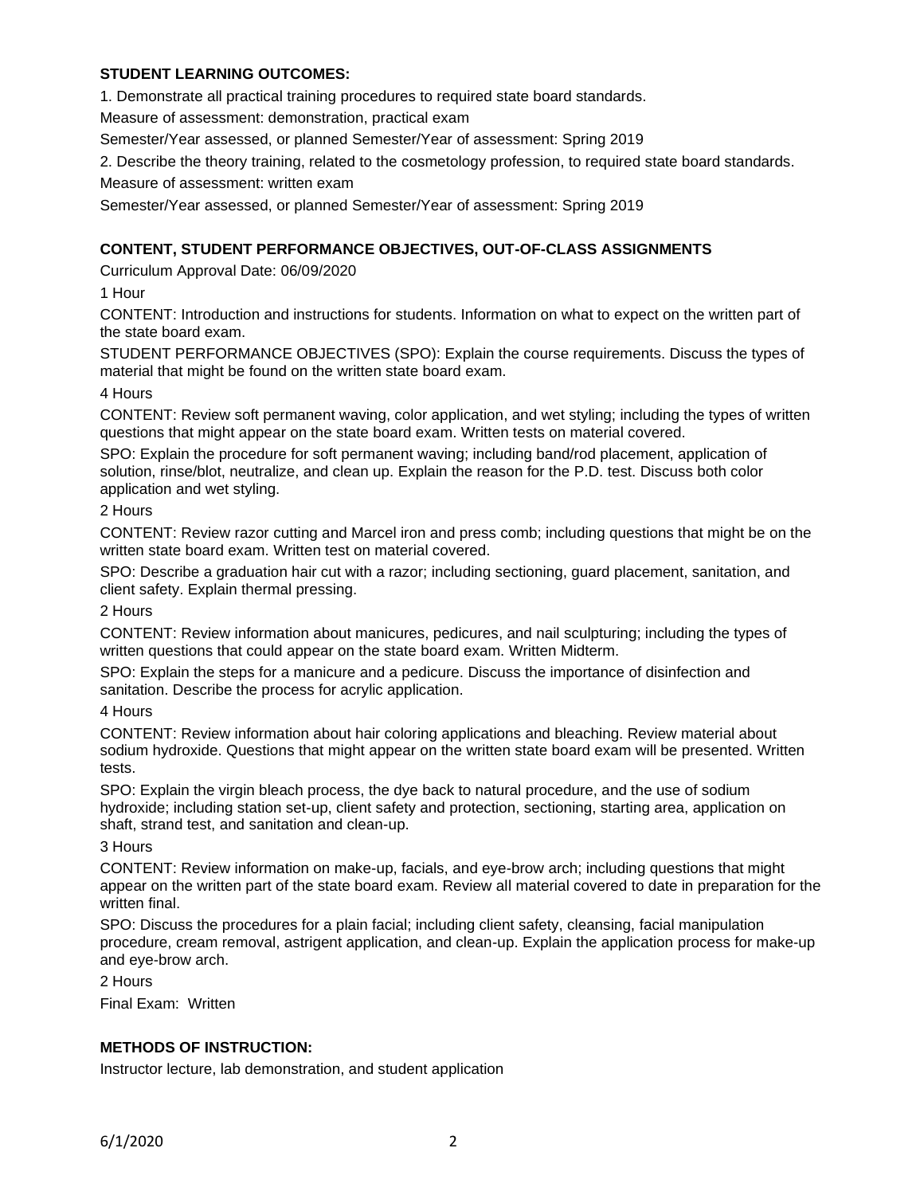## STUDENT LEARNING OUTCOMES:

1. Demonstrate all practical training procedures to required state board standards.

Measure of assessment: demonstration, practical exam

Semester/Year assessed, or planned Semester/Year of assessment: Spring 2019

2. Describe the theory training, related to the cosmetology profession, to required state board standards.

Measure of assessment: written exam

Semester/Year assessed, or planned Semester/Year of assessment: Spring 2019

## CONTENT, STUDENT PERFORMANCE OBJECTIVES, OUT-OF-CLASS ASSIGNMENTS

Curriculum Approval Date: 06/09/2020

1 Hour

CONTENT: Introduction and instructions for students. Information on what to expect on the written part of the state board exam.

STUDENT PERFORMANCE OBJECTIVES (SPO): Explain the course requirements. Discuss the types of material that might be found on the written state board exam.

4 Hours

CONTENT: Review soft permanent waving, color application, and wet styling; including the types of written questions that might appear on the state board exam. Written tests on material covered.

SPO: Explain the procedure for soft permanent waving; including band/rod placement, application of solution, rinse/blot, neutralize, and clean up. Explain the reason for the P.D. test. Discuss both color application and wet styling.

2 Hours

CONTENT: Review razor cutting and Marcel iron and press comb; including questions that might be on the written state board exam. Written test on material covered.

SPO: Describe a graduation hair cut with a razor; including sectioning, guard placement, sanitation, and client safety. Explain thermal pressing.

2 Hours

CONTENT: Review information about manicures, pedicures, and nail sculpturing; including the types of written questions that could appear on the state board exam. Written Midterm.

SPO: Explain the steps for a manicure and a pedicure. Discuss the importance of disinfection and sanitation. Describe the process for acrylic application.

4 Hours

CONTENT: Review information about hair coloring applications and bleaching. Review material about sodium hydroxide. Questions that might appear on the written state board exam will be presented. Written tests.

SPO: Explain the virgin bleach process, the dye back to natural procedure, and the use of sodium hydroxide; including station set-up, client safety and protection, sectioning, starting area, application on shaft, strand test, and sanitation and clean-up.

3 Hours

CONTENT: Review information on make-up, facials, and eye-brow arch; including questions that might appear on the written part of the state board exam. Review all material covered to date in preparation for the written final.

SPO: Discuss the procedures for a plain facial; including client safety, cleansing, facial manipulation procedure, cream removal, astrigent application, and clean-up. Explain the application process for make-up and eye-brow arch.

2 Hours

Final Exam: Written

## METHODS OF INSTRUCTION:

Instructor lecture, lab demonstration, and student application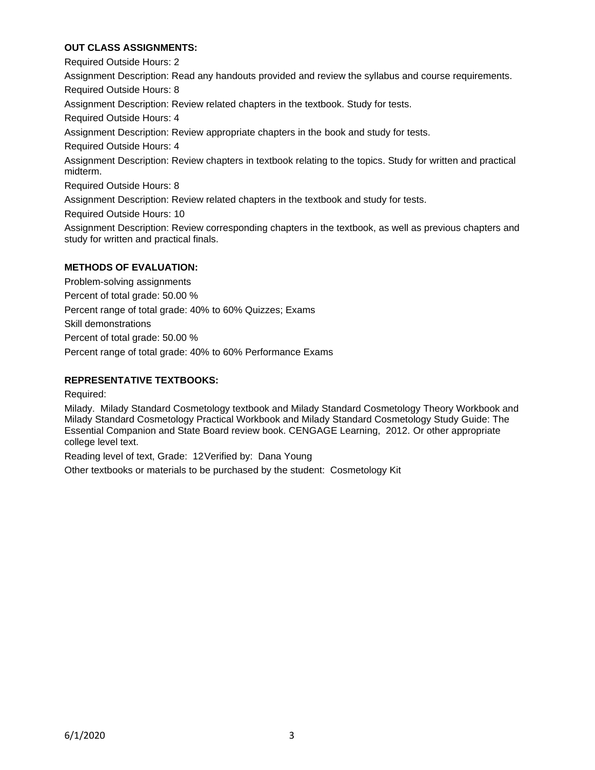**OUT CLASS ASSIGNMENTS:**

Required Outside Hours: 2

Assignment Description: Read any handouts provided and review the syllabus and course requirements.

Required Outside Hours: 8

Assignment Description: Review related chapters in the textbook. Study for tests.

Required Outside Hours: 4

Assignment Description: Review appropriate chapters in the book and study for tests.

Required Outside Hours: 4

Assignment Description: Review chapters in textbook relating to the topics. Study for written and practical midterm.

Required Outside Hours: 8

Assignment Description: Review related chapters in the textbook and study for tests.

Required Outside Hours: 10

Assignment Description: Review corresponding chapters in the textbook, as well as previous chapters and study for written and practical finals.

**METHODS OF EVALUATION:**

Problem-solving assignments

Percent of total grade: 50.00 %

Percent range of total grade: 40% to 60% Quizzes; Exams

Skill demonstrations

Percent of total grade: 50.00 %

Percent range of total grade: 40% to 60% Performance Exams

**REPRESENTATIVE TEXTBOOKS:**

Required:

Milady. Milady Standard Cosmetology textbook and Milady Standard Cosmetology Theory Workbook and Milady Standard Cosmetology Practical Workbook and Milady Standard Cosmetology Study Guide: The Essential Companion and State Board review book. CENGAGE Learning, 2012. Or other appropriate college level text.

Reading level of text, Grade: 12 Verified by: Dana Young

Other textbooks or materials to be purchased by the student: Cosmetology Kit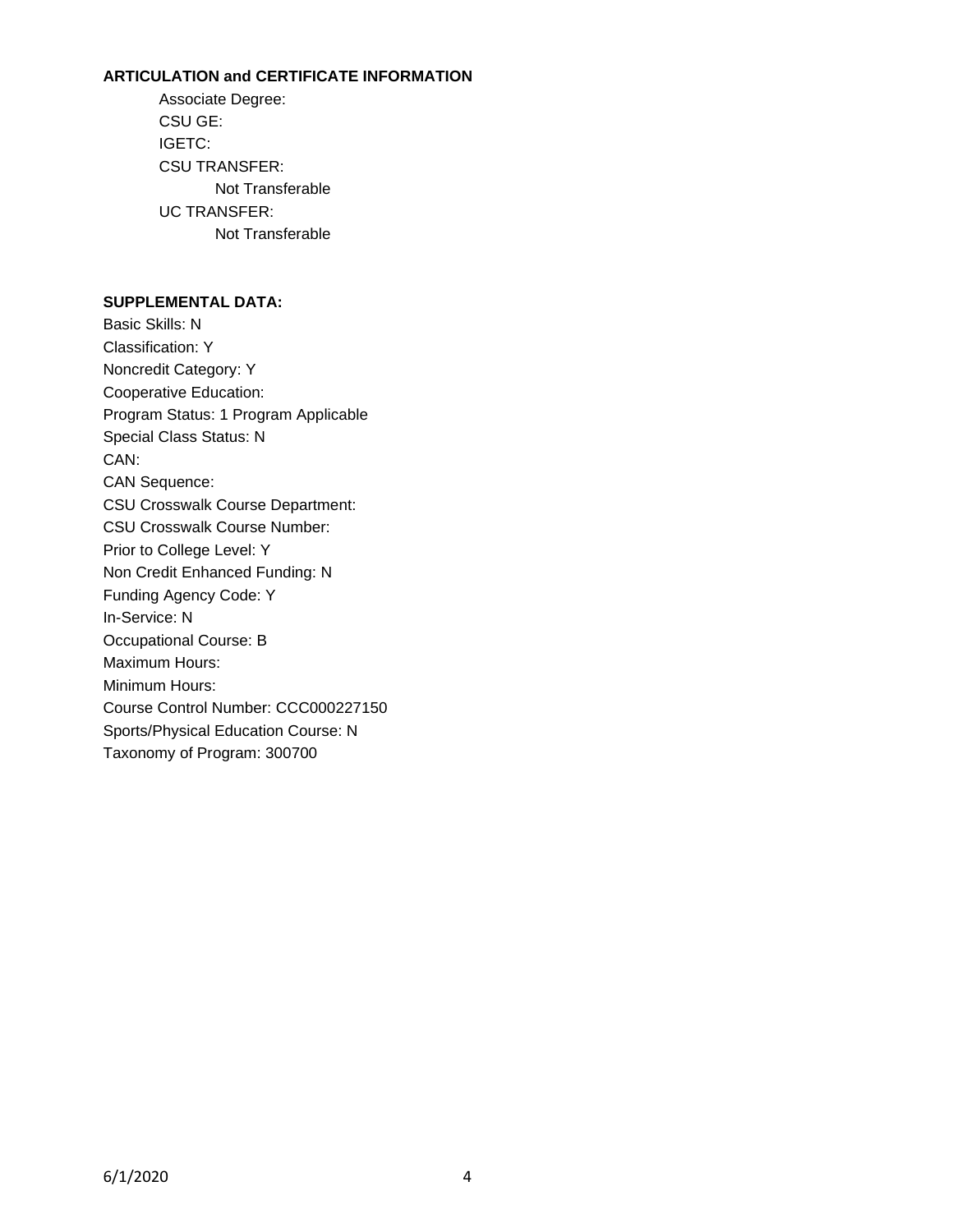**ARTICULATION and CERTIFICATE INFORMATION**

Associate Degree:
CSU GE:
IGETC:
CSU TRANSFER:
Not Transferable
UC TRANSFER:
Not Transferable

**SUPPLEMENTAL DATA:**

Basic Skills: N
Classification: Y
Noncredit Category: Y
Cooperative Education:
Program Status: 1 Program Applicable
Special Class Status: N
CAN:
CAN Sequence:
CSU Crosswalk Course Department:
CSU Crosswalk Course Number:
Prior to College Level: Y
Non Credit Enhanced Funding: N
Funding Agency Code: Y
In-Service: N
Occupational Course: B
Maximum Hours:
Minimum Hours:
Course Control Number: CCC000227150
Sports/Physical Education Course: N
Taxonomy of Program: 300700

6/1/2020